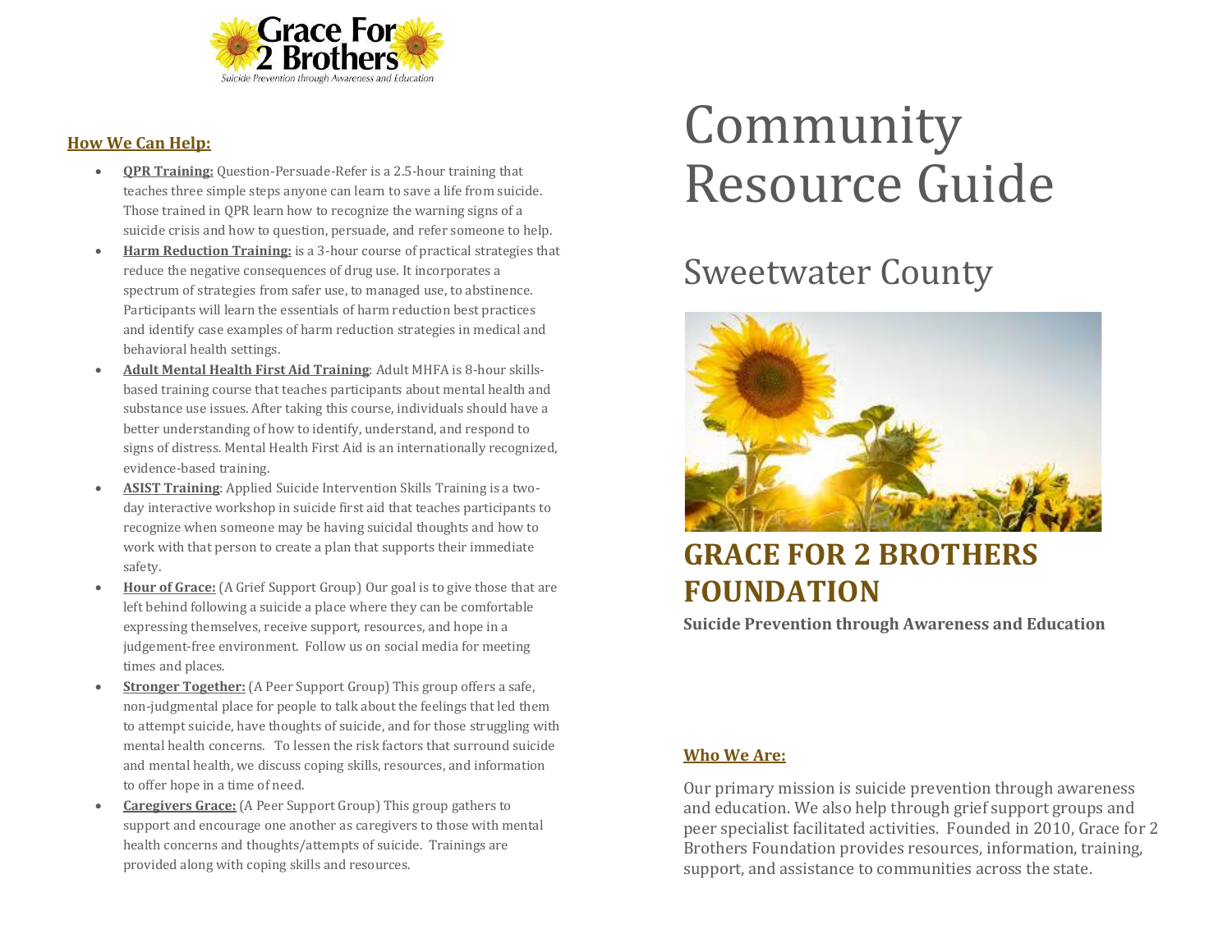Grace For 2 Brothers

*Suicide Prevention through Awareness and Education*

# Community Resource Guide

## Sweetwater County

## GRACE FOR 2 BROTHERS FOUNDATION

**Suicide Prevention through Awareness and Education**

### Who We Are:

Our primary mission is suicide prevention through awareness and education. We also help through grief support groups and peer specialist facilitated activities. Founded in 2010, Grace for 2 Brothers Foundation provides resources, information, training, support, and assistance to communities across the state.

### How We Can Help:

- **QPR Training:** Question-Persuade-Refer is a 2.5-hour training that teaches three simple steps anyone can learn to save a life from suicide. Those trained in QPR learn how to recognize the warning signs of a suicide crisis and how to question, persuade, and refer someone to help.
- **Harm Reduction Training:** is a 3-hour course of practical strategies that reduce the negative consequences of drug use. It incorporates a spectrum of strategies from safer use, to managed use, to abstinence. Participants will learn the essentials of harm reduction best practices and identify case examples of harm reduction strategies in medical and behavioral health settings.
- **Adult Mental Health First Aid Training**: Adult MHFA is 8-hour skills-based training course that teaches participants about mental health and substance use issues. After taking this course, individuals should have a better understanding of how to identify, understand, and respond to signs of distress. Mental Health First Aid is an internationally recognized, evidence-based training.
- **ASIST Training**: Applied Suicide Intervention Skills Training is a two-day interactive workshop in suicide first aid that teaches participants to recognize when someone may be having suicidal thoughts and how to work with that person to create a plan that supports their immediate safety.
- **Hour of Grace:** (A Grief Support Group) Our goal is to give those that are left behind following a suicide a place where they can be comfortable expressing themselves, receive support, resources, and hope in a judgement-free environment. Follow us on social media for meeting times and places.
- **Stronger Together:** (A Peer Support Group) This group offers a safe, non-judgmental place for people to talk about the feelings that led them to attempt suicide, have thoughts of suicide, and for those struggling with mental health concerns. To lessen the risk factors that surround suicide and mental health, we discuss coping skills, resources, and information to offer hope in a time of need.
- **Caregivers Grace:** (A Peer Support Group) This group gathers to support and encourage one another as caregivers to those with mental health concerns and thoughts/attempts of suicide. Trainings are provided along with coping skills and resources.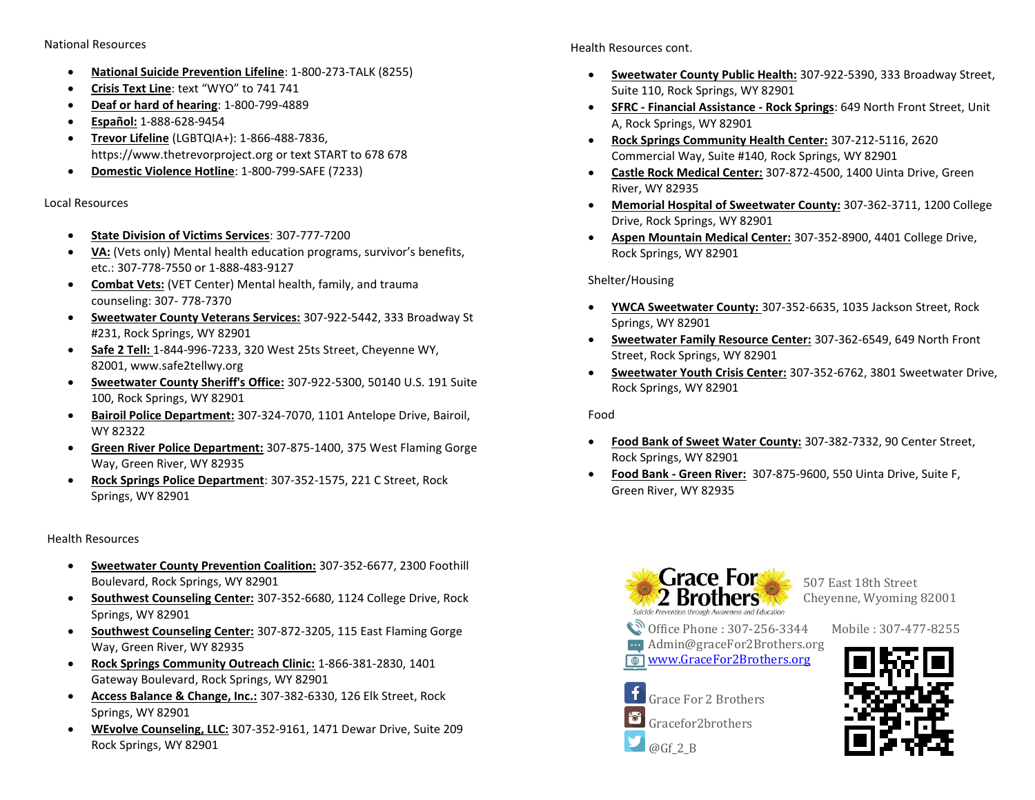National Resources

- **National Suicide Prevention Lifeline**: 1-800-273-TALK (8255)
- **Crisis Text Line**: text "WYO" to 741 741
- **Deaf or hard of hearing**: 1-800-799-4889
- **Español:** 1-888-628-9454
- **Trevor Lifeline** (LGBTQIA+): 1-866-488-7836, https://www.thetrevorproject.org or text START to 678 678
- **Domestic Violence Hotline**: 1-800-799-SAFE (7233)

Local Resources

- **State Division of Victims Services**: 307-777-7200
- **VA:** (Vets only) Mental health education programs, survivor's benefits, etc.: 307-778-7550 or 1-888-483-9127
- **Combat Vets:** (VET Center) Mental health, family, and trauma counseling: 307- 778-7370
- **Sweetwater County Veterans Services:** 307-922-5442, 333 Broadway St #231, Rock Springs, WY 82901
- **Safe 2 Tell:** 1-844-996-7233, 320 West 25ts Street, Cheyenne WY, 82001, www.safe2tellwy.org
- **Sweetwater County Sheriff's Office:** 307-922-5300, 50140 U.S. 191 Suite 100, Rock Springs, WY 82901
- **Bairoil Police Department:** 307-324-7070, 1101 Antelope Drive, Bairoil, WY 82322
- **Green River Police Department:** 307-875-1400, 375 West Flaming Gorge Way, Green River, WY 82935
- **Rock Springs Police Department**: 307-352-1575, 221 C Street, Rock Springs, WY 82901

Health Resources

- **Sweetwater County Prevention Coalition:** 307-352-6677, 2300 Foothill Boulevard, Rock Springs, WY 82901
- **Southwest Counseling Center:** 307-352-6680, 1124 College Drive, Rock Springs, WY 82901
- **Southwest Counseling Center:** 307-872-3205, 115 East Flaming Gorge Way, Green River, WY 82935
- **Rock Springs Community Outreach Clinic:** 1-866-381-2830, 1401 Gateway Boulevard, Rock Springs, WY 82901
- **Access Balance & Change, Inc.:** 307-382-6330, 126 Elk Street, Rock Springs, WY 82901
- **WEvolve Counseling, LLC:** 307-352-9161, 1471 Dewar Drive, Suite 209 Rock Springs, WY 82901

Health Resources cont.

- **Sweetwater County Public Health:** 307-922-5390, 333 Broadway Street, Suite 110, Rock Springs, WY 82901
- **SFRC - Financial Assistance - Rock Springs**: 649 North Front Street, Unit A, Rock Springs, WY 82901
- **Rock Springs Community Health Center:** 307-212-5116, 2620 Commercial Way, Suite #140, Rock Springs, WY 82901
- **Castle Rock Medical Center:** 307-872-4500, 1400 Uinta Drive, Green River, WY 82935
- **Memorial Hospital of Sweetwater County:** 307-362-3711, 1200 College Drive, Rock Springs, WY 82901
- **Aspen Mountain Medical Center:** 307-352-8900, 4401 College Drive, Rock Springs, WY 82901

Shelter/Housing

- **YWCA Sweetwater County:** 307-352-6635, 1035 Jackson Street, Rock Springs, WY 82901
- **Sweetwater Family Resource Center:** 307-362-6549, 649 North Front Street, Rock Springs, WY 82901
- **Sweetwater Youth Crisis Center:** 307-352-6762, 3801 Sweetwater Drive, Rock Springs, WY 82901

Food

- **Food Bank of Sweet Water County:** 307-382-7332, 90 Center Street, Rock Springs, WY 82901
- **Food Bank - Green River:** 307-875-9600, 550 Uinta Drive, Suite F, Green River, WY 82935

Grace For 2 Brothers
Suicide Prevention through Awareness and Education

507 East 18th Street
Cheyenne, Wyoming 82001

Office Phone : 307-256-3344 Mobile : 307-477-8255
Admin@graceFor2Brothers.org
www.GraceFor2Brothers.org

Grace For 2 Brothers
Gracefor2brothers
@Gf_2_B